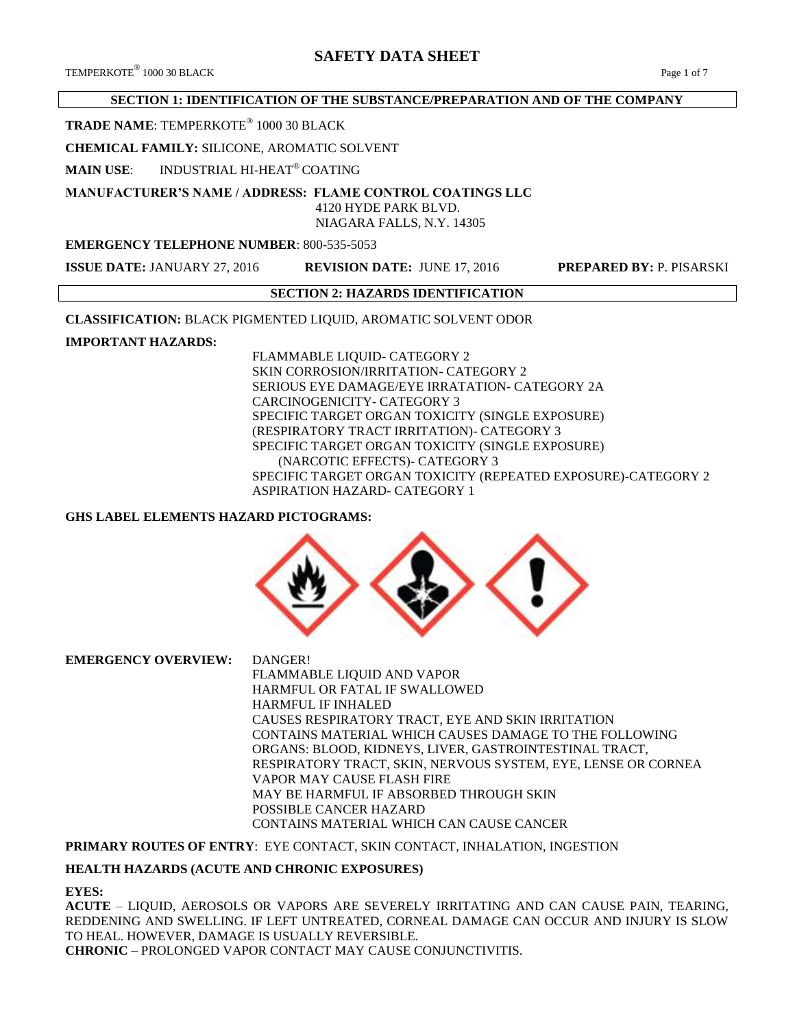# SAFETY DATA SHEET

## SECTION 1: IDENTIFICATION OF THE SUBSTANCE/PREPARATION AND OF THE COMPANY

**TRADE NAME**: TEMPERKOTE® 1000 30 BLACK

**CHEMICAL FAMILY:** SILICONE, AROMATIC SOLVENT

**MAIN USE**: INDUSTRIAL HI-HEAT® COATING

**MANUFACTURER'S NAME / ADDRESS: FLAME CONTROL COATINGS LLC**
4120 HYDE PARK BLVD.
NIAGARA FALLS, N.Y. 14305

**EMERGENCY TELEPHONE NUMBER**: 800-535-5053

**ISSUE DATE:** JANUARY 27, 2016 **REVISION DATE:** JUNE 17, 2016 **PREPARED BY:** P. PISARSKI

## SECTION 2: HAZARDS IDENTIFICATION

**CLASSIFICATION:** BLACK PIGMENTED LIQUID, AROMATIC SOLVENT ODOR

**IMPORTANT HAZARDS:**

FLAMMABLE LIQUID- CATEGORY 2
SKIN CORROSION/IRRITATION- CATEGORY 2
SERIOUS EYE DAMAGE/EYE IRRATATION- CATEGORY 2A
CARCINOGENICITY- CATEGORY 3
SPECIFIC TARGET ORGAN TOXICITY (SINGLE EXPOSURE) (RESPIRATORY TRACT IRRITATION)- CATEGORY 3
SPECIFIC TARGET ORGAN TOXICITY (SINGLE EXPOSURE) (NARCOTIC EFFECTS)- CATEGORY 3
SPECIFIC TARGET ORGAN TOXICITY (REPEATED EXPOSURE)-CATEGORY 2
ASPIRATION HAZARD- CATEGORY 1

**GHS LABEL ELEMENTS HAZARD PICTOGRAMS:**

**EMERGENCY OVERVIEW:**

DANGER!
FLAMMABLE LIQUID AND VAPOR
HARMFUL OR FATAL IF SWALLOWED
HARMFUL IF INHALED
CAUSES RESPIRATORY TRACT, EYE AND SKIN IRRITATION
CONTAINS MATERIAL WHICH CAUSES DAMAGE TO THE FOLLOWING ORGANS: BLOOD, KIDNEYS, LIVER, GASTROINTESTINAL TRACT, RESPIRATORY TRACT, SKIN, NERVOUS SYSTEM, EYE, LENSE OR CORNEA
VAPOR MAY CAUSE FLASH FIRE
MAY BE HARMFUL IF ABSORBED THROUGH SKIN
POSSIBLE CANCER HAZARD
CONTAINS MATERIAL WHICH CAN CAUSE CANCER

**PRIMARY ROUTES OF ENTRY**: EYE CONTACT, SKIN CONTACT, INHALATION, INGESTION

**HEALTH HAZARDS (ACUTE AND CHRONIC EXPOSURES)**

**EYES:**

**ACUTE** – LIQUID, AEROSOLS OR VAPORS ARE SEVERELY IRRITATING AND CAN CAUSE PAIN, TEARING, REDDENING AND SWELLING. IF LEFT UNTREATED, CORNEAL DAMAGE CAN OCCUR AND INJURY IS SLOW TO HEAL. HOWEVER, DAMAGE IS USUALLY REVERSIBLE.

**CHRONIC** – PROLONGED VAPOR CONTACT MAY CAUSE CONJUNCTIVITIS.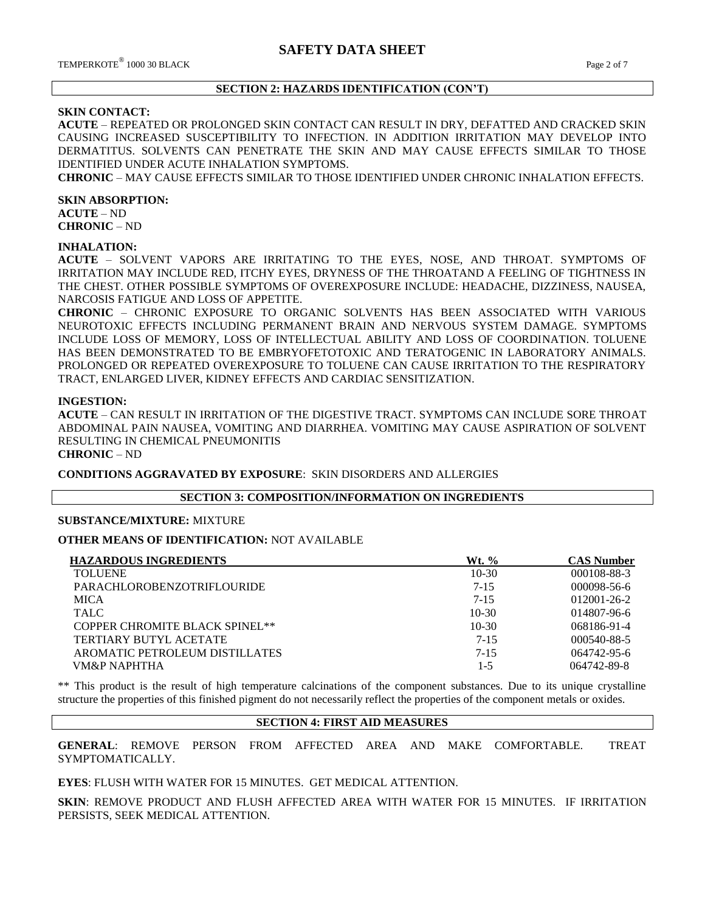## SECTION 2: HAZARDS IDENTIFICATION (CON'T)

**SKIN CONTACT:**

**ACUTE** – REPEATED OR PROLONGED SKIN CONTACT CAN RESULT IN DRY, DEFATTED AND CRACKED SKIN CAUSING INCREASED SUSCEPTIBILITY TO INFECTION. IN ADDITION IRRITATION MAY DEVELOP INTO DERMATITUS. SOLVENTS CAN PENETRATE THE SKIN AND MAY CAUSE EFFECTS SIMILAR TO THOSE IDENTIFIED UNDER ACUTE INHALATION SYMPTOMS.

**CHRONIC** – MAY CAUSE EFFECTS SIMILAR TO THOSE IDENTIFIED UNDER CHRONIC INHALATION EFFECTS.

**SKIN ABSORPTION:**

**ACUTE** – ND

**CHRONIC** – ND

**INHALATION:**

**ACUTE** – SOLVENT VAPORS ARE IRRITATING TO THE EYES, NOSE, AND THROAT. SYMPTOMS OF IRRITATION MAY INCLUDE RED, ITCHY EYES, DRYNESS OF THE THROATAND A FEELING OF TIGHTNESS IN THE CHEST. OTHER POSSIBLE SYMPTOMS OF OVEREXPOSURE INCLUDE: HEADACHE, DIZZINESS, NAUSEA, NARCOSIS FATIGUE AND LOSS OF APPETITE.

**CHRONIC** – CHRONIC EXPOSURE TO ORGANIC SOLVENTS HAS BEEN ASSOCIATED WITH VARIOUS NEUROTOXIC EFFECTS INCLUDING PERMANENT BRAIN AND NERVOUS SYSTEM DAMAGE. SYMPTOMS INCLUDE LOSS OF MEMORY, LOSS OF INTELLECTUAL ABILITY AND LOSS OF COORDINATION. TOLUENE HAS BEEN DEMONSTRATED TO BE EMBRYOFETOTOXIC AND TERATOGENIC IN LABORATORY ANIMALS. PROLONGED OR REPEATED OVEREXPOSURE TO TOLUENE CAN CAUSE IRRITATION TO THE RESPIRATORY TRACT, ENLARGED LIVER, KIDNEY EFFECTS AND CARDIAC SENSITIZATION.

**INGESTION:**

**ACUTE** – CAN RESULT IN IRRITATION OF THE DIGESTIVE TRACT. SYMPTOMS CAN INCLUDE SORE THROAT ABDOMINAL PAIN NAUSEA, VOMITING AND DIARRHEA. VOMITING MAY CAUSE ASPIRATION OF SOLVENT RESULTING IN CHEMICAL PNEUMONITIS

**CHRONIC** – ND

**CONDITIONS AGGRAVATED BY EXPOSURE**: SKIN DISORDERS AND ALLERGIES

## SECTION 3: COMPOSITION/INFORMATION ON INGREDIENTS

**SUBSTANCE/MIXTURE:** MIXTURE

**OTHER MEANS OF IDENTIFICATION:** NOT AVAILABLE

| HAZARDOUS INGREDIENTS | Wt. % | CAS Number |
|---|---|---|
| TOLUENE | 10-30 | 000108-88-3 |
| PARACHLOROBENZOTRIFLOURIDE | 7-15 | 000098-56-6 |
| MICA | 7-15 | 012001-26-2 |
| TALC | 10-30 | 014807-96-6 |
| COPPER CHROMITE BLACK SPINEL** | 10-30 | 068186-91-4 |
| TERTIARY BUTYL ACETATE | 7-15 | 000540-88-5 |
| AROMATIC PETROLEUM DISTILLATES | 7-15 | 064742-95-6 |
| VM&P NAPHTHA | 1-5 | 064742-89-8 |

** This product is the result of high temperature calcinations of the component substances. Due to its unique crystalline structure the properties of this finished pigment do not necessarily reflect the properties of the component metals or oxides.

## SECTION 4: FIRST AID MEASURES

**GENERAL**: REMOVE PERSON FROM AFFECTED AREA AND MAKE COMFORTABLE. TREAT SYMPTOMATICALLY.

**EYES**: FLUSH WITH WATER FOR 15 MINUTES. GET MEDICAL ATTENTION.

**SKIN**: REMOVE PRODUCT AND FLUSH AFFECTED AREA WITH WATER FOR 15 MINUTES. IF IRRITATION PERSISTS, SEEK MEDICAL ATTENTION.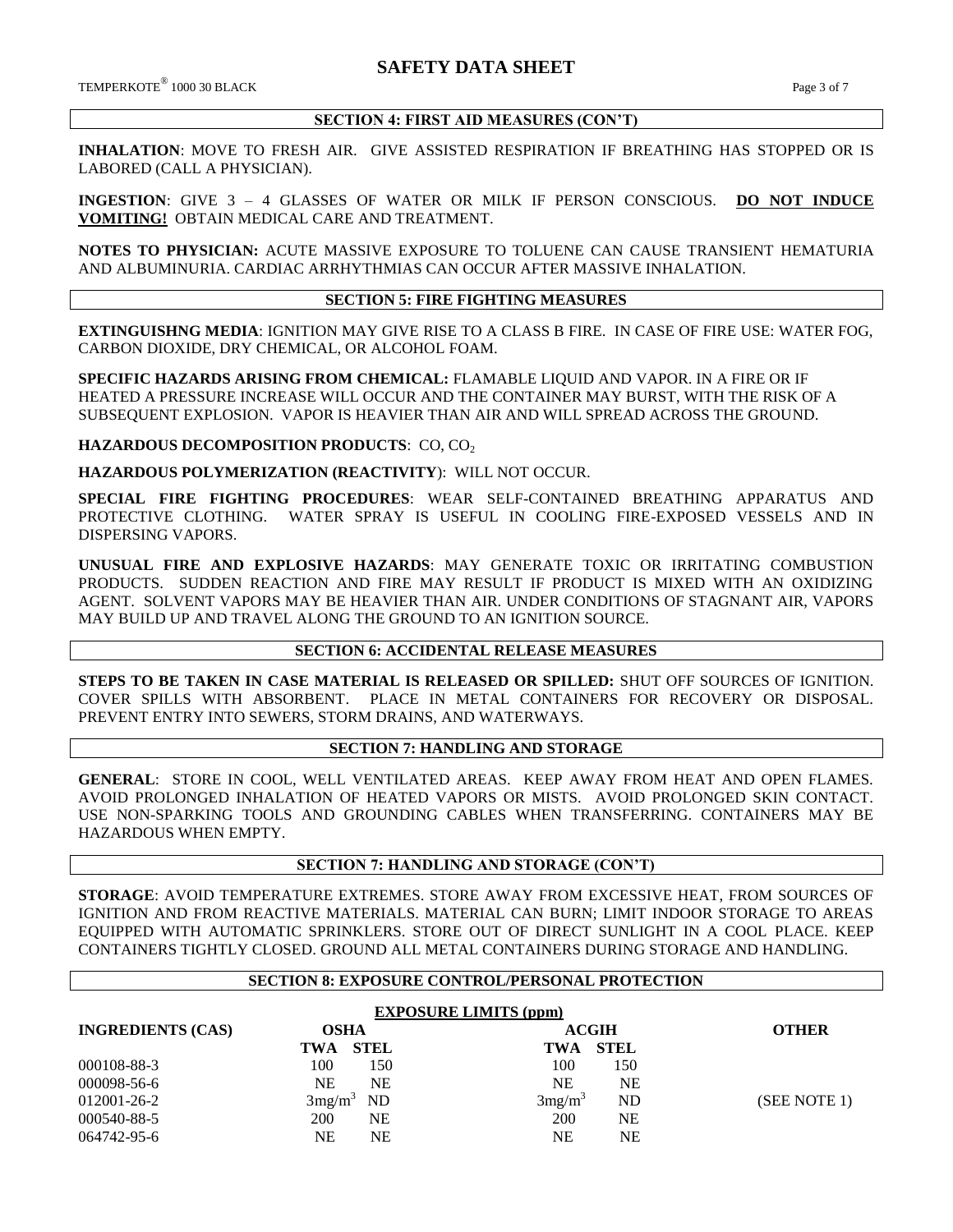## SECTION 4: FIRST AID MEASURES (CON'T)

**INHALATION**: MOVE TO FRESH AIR. GIVE ASSISTED RESPIRATION IF BREATHING HAS STOPPED OR IS LABORED (CALL A PHYSICIAN).

**INGESTION**: GIVE 3 – 4 GLASSES OF WATER OR MILK IF PERSON CONSCIOUS. **DO NOT INDUCE VOMITING!** OBTAIN MEDICAL CARE AND TREATMENT.

**NOTES TO PHYSICIAN:** ACUTE MASSIVE EXPOSURE TO TOLUENE CAN CAUSE TRANSIENT HEMATURIA AND ALBUMINURIA. CARDIAC ARRHYTHMIAS CAN OCCUR AFTER MASSIVE INHALATION.

## SECTION 5: FIRE FIGHTING MEASURES

**EXTINGUISHNG MEDIA**: IGNITION MAY GIVE RISE TO A CLASS B FIRE. IN CASE OF FIRE USE: WATER FOG, CARBON DIOXIDE, DRY CHEMICAL, OR ALCOHOL FOAM.

**SPECIFIC HAZARDS ARISING FROM CHEMICAL:** FLAMABLE LIQUID AND VAPOR. IN A FIRE OR IF HEATED A PRESSURE INCREASE WILL OCCUR AND THE CONTAINER MAY BURST, WITH THE RISK OF A SUBSEQUENT EXPLOSION. VAPOR IS HEAVIER THAN AIR AND WILL SPREAD ACROSS THE GROUND.

**HAZARDOUS DECOMPOSITION PRODUCTS**: CO, $CO_2$

**HAZARDOUS POLYMERIZATION (REACTIVITY)**: WILL NOT OCCUR.

**SPECIAL FIRE FIGHTING PROCEDURES**: WEAR SELF-CONTAINED BREATHING APPARATUS AND PROTECTIVE CLOTHING. WATER SPRAY IS USEFUL IN COOLING FIRE-EXPOSED VESSELS AND IN DISPERSING VAPORS.

**UNUSUAL FIRE AND EXPLOSIVE HAZARDS**: MAY GENERATE TOXIC OR IRRITATING COMBUSTION PRODUCTS. SUDDEN REACTION AND FIRE MAY RESULT IF PRODUCT IS MIXED WITH AN OXIDIZING AGENT. SOLVENT VAPORS MAY BE HEAVIER THAN AIR. UNDER CONDITIONS OF STAGNANT AIR, VAPORS MAY BUILD UP AND TRAVEL ALONG THE GROUND TO AN IGNITION SOURCE.

## SECTION 6: ACCIDENTAL RELEASE MEASURES

**STEPS TO BE TAKEN IN CASE MATERIAL IS RELEASED OR SPILLED:** SHUT OFF SOURCES OF IGNITION. COVER SPILLS WITH ABSORBENT. PLACE IN METAL CONTAINERS FOR RECOVERY OR DISPOSAL. PREVENT ENTRY INTO SEWERS, STORM DRAINS, AND WATERWAYS.

## SECTION 7: HANDLING AND STORAGE

**GENERAL**: STORE IN COOL, WELL VENTILATED AREAS. KEEP AWAY FROM HEAT AND OPEN FLAMES. AVOID PROLONGED INHALATION OF HEATED VAPORS OR MISTS. AVOID PROLONGED SKIN CONTACT. USE NON-SPARKING TOOLS AND GROUNDING CABLES WHEN TRANSFERRING. CONTAINERS MAY BE HAZARDOUS WHEN EMPTY.

## SECTION 7: HANDLING AND STORAGE (CON'T)

**STORAGE**: AVOID TEMPERATURE EXTREMES. STORE AWAY FROM EXCESSIVE HEAT, FROM SOURCES OF IGNITION AND FROM REACTIVE MATERIALS. MATERIAL CAN BURN; LIMIT INDOOR STORAGE TO AREAS EQUIPPED WITH AUTOMATIC SPRINKLERS. STORE OUT OF DIRECT SUNLIGHT IN A COOL PLACE. KEEP CONTAINERS TIGHTLY CLOSED. GROUND ALL METAL CONTAINERS DURING STORAGE AND HANDLING.

## SECTION 8: EXPOSURE CONTROL/PERSONAL PROTECTION

**EXPOSURE LIMITS (ppm)**

| INGREDIENTS (CAS) | OSHA | | ACGIH | | OTHER |
|---|---|---|---|---|---|
| | TWA | STEL | TWA | STEL | |
| 000108-88-3 | 100 | 150 | 100 | 150 | |
| 000098-56-6 | NE | NE | NE | NE | |
| 012001-26-2 | $3mg/m^3$ | ND | $3mg/m^3$ | ND | (SEE NOTE 1) |
| 000540-88-5 | 200 | NE | 200 | NE | |
| 064742-95-6 | NE | NE | NE | NE | |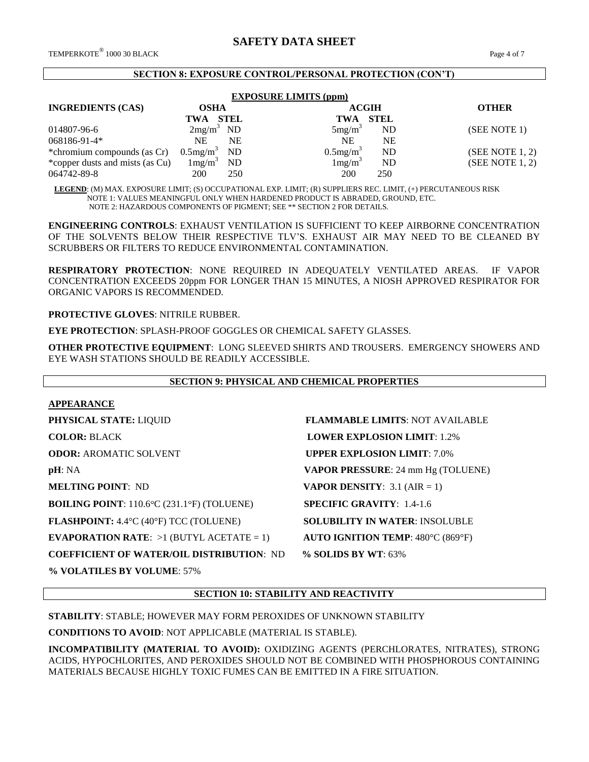## SECTION 8: EXPOSURE CONTROL/PERSONAL PROTECTION (CON'T)

### EXPOSURE LIMITS (ppm)

| INGREDIENTS (CAS) | OSHA | | ACGIH | | OTHER |
|---|---|---|---|---|---|
| | TWA | STEL | TWA | STEL | |
| 014807-96-6 | $2mg/m^3$ | ND | $5mg/m^3$ | ND | (SEE NOTE 1) |
| 068186-91-4* | NE | NE | NE | NE | |
| *chromium compounds (as Cr) | $0.5mg/m^3$ | ND | $0.5mg/m^3$ | ND | (SEE NOTE 1, 2) |
| *copper dusts and mists (as Cu) | $1mg/m^3$ | ND | $1mg/m^3$ | ND | (SEE NOTE 1, 2) |
| 064742-89-8 | 200 | 250 | 200 | 250 | |

**LEGEND**: (M) MAX. EXPOSURE LIMIT; (S) OCCUPATIONAL EXP. LIMIT; (R) SUPPLIERS REC. LIMIT, (+) PERCUTANEOUS RISK
NOTE 1: VALUES MEANINGFUL ONLY WHEN HARDENED PRODUCT IS ABRADED, GROUND, ETC.
NOTE 2: HAZARDOUS COMPONENTS OF PIGMENT; SEE ** SECTION 2 FOR DETAILS.

**ENGINEERING CONTROLS**: EXHAUST VENTILATION IS SUFFICIENT TO KEEP AIRBORNE CONCENTRATION OF THE SOLVENTS BELOW THEIR RESPECTIVE TLV'S. EXHAUST AIR MAY NEED TO BE CLEANED BY SCRUBBERS OR FILTERS TO REDUCE ENVIRONMENTAL CONTAMINATION.

**RESPIRATORY PROTECTION**: NONE REQUIRED IN ADEQUATELY VENTILATED AREAS. IF VAPOR CONCENTRATION EXCEEDS 20ppm FOR LONGER THAN 15 MINUTES, A NIOSH APPROVED RESPIRATOR FOR ORGANIC VAPORS IS RECOMMENDED.

**PROTECTIVE GLOVES**: NITRILE RUBBER.

**EYE PROTECTION**: SPLASH-PROOF GOGGLES OR CHEMICAL SAFETY GLASSES.

**OTHER PROTECTIVE EQUIPMENT**: LONG SLEEVED SHIRTS AND TROUSERS. EMERGENCY SHOWERS AND EYE WASH STATIONS SHOULD BE READILY ACCESSIBLE.

## SECTION 9: PHYSICAL AND CHEMICAL PROPERTIES

**APPEARANCE**

**PHYSICAL STATE:** LIQUID

**COLOR:** BLACK

**ODOR:** AROMATIC SOLVENT

**pH**: NA

**MELTING POINT**: ND

**BOILING POINT**: 110.6°C (231.1°F) (TOLUENE)

**FLASHPOINT:** 4.4°C (40°F) TCC (TOLUENE)

**EVAPORATION RATE**: >1 (BUTYL ACETATE = 1)

**COEFFICIENT OF WATER/OIL DISTRIBUTION**: ND

**% VOLATILES BY VOLUME**: 57%

**FLAMMABLE LIMITS**: NOT AVAILABLE

**LOWER EXPLOSION LIMIT**: 1.2%

**UPPER EXPLOSION LIMIT**: 7.0%

**VAPOR PRESSURE**: 24 mm Hg (TOLUENE)

**VAPOR DENSITY**: 3.1 (AIR = 1)

**SPECIFIC GRAVITY**: 1.4-1.6

**SOLUBILITY IN WATER**: INSOLUBLE

**AUTO IGNITION TEMP**: 480°C (869°F)

**% SOLIDS BY WT**: 63%

## SECTION 10: STABILITY AND REACTIVITY

**STABILITY**: STABLE; HOWEVER MAY FORM PEROXIDES OF UNKNOWN STABILITY

**CONDITIONS TO AVOID**: NOT APPLICABLE (MATERIAL IS STABLE).

**INCOMPATIBILITY (MATERIAL TO AVOID):** OXIDIZING AGENTS (PERCHLORATES, NITRATES), STRONG ACIDS, HYPOCHLORITES, AND PEROXIDES SHOULD NOT BE COMBINED WITH PHOSPHOROUS CONTAINING MATERIALS BECAUSE HIGHLY TOXIC FUMES CAN BE EMITTED IN A FIRE SITUATION.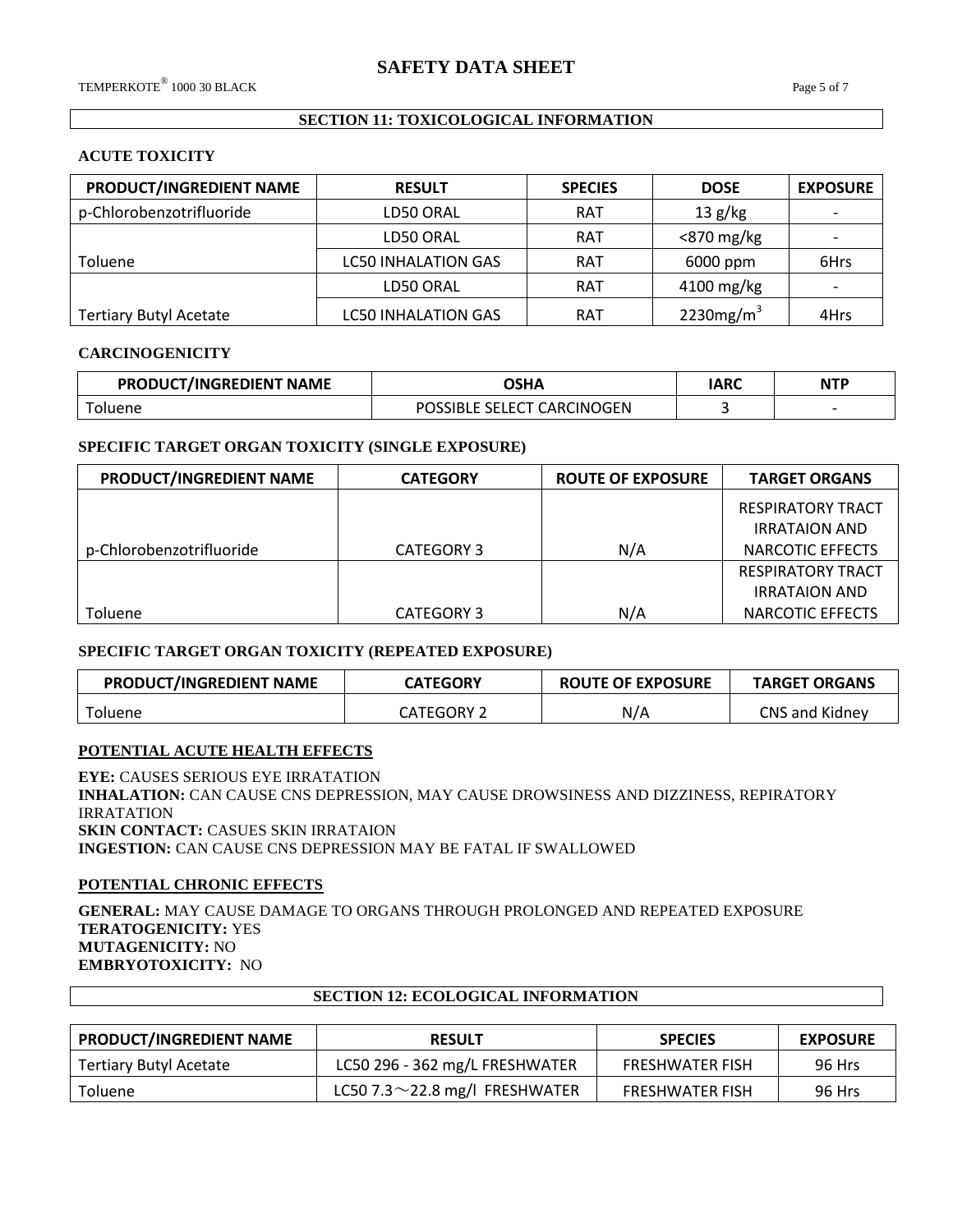## SECTION 11: TOXICOLOGICAL INFORMATION

### ACUTE TOXICITY

| PRODUCT/INGREDIENT NAME | RESULT | SPECIES | DOSE | EXPOSURE |
|---|---|---|---|---|
| p-Chlorobenzotrifluoride | LD50 ORAL | RAT | 13 g/kg | - |
| | LD50 ORAL | RAT | <870 mg/kg | - |
| Toluene | LC50 INHALATION GAS | RAT | 6000 ppm | 6Hrs |
| | LD50 ORAL | RAT | 4100 mg/kg | - |
| Tertiary Butyl Acetate | LC50 INHALATION GAS | RAT | 2230mg/$m^3$ | 4Hrs |

### CARCINOGENICITY

| PRODUCT/INGREDIENT NAME | OSHA | IARC | NTP |
|---|---|---|---|
| Toluene | POSSIBLE SELECT CARCINOGEN | 3 | - |

### SPECIFIC TARGET ORGAN TOXICITY (SINGLE EXPOSURE)

| PRODUCT/INGREDIENT NAME | CATEGORY | ROUTE OF EXPOSURE | TARGET ORGANS |
|---|---|---|---|
| p-Chlorobenzotrifluoride | CATEGORY 3 | N/A | RESPIRATORY TRACT IRRATAION AND NARCOTIC EFFECTS |
| Toluene | CATEGORY 3 | N/A | RESPIRATORY TRACT IRRATAION AND NARCOTIC EFFECTS |

### SPECIFIC TARGET ORGAN TOXICITY (REPEATED EXPOSURE)

| PRODUCT/INGREDIENT NAME | CATEGORY | ROUTE OF EXPOSURE | TARGET ORGANS |
|---|---|---|---|
| Toluene | CATEGORY 2 | N/A | CNS and Kidney |

### POTENTIAL ACUTE HEALTH EFFECTS

**EYE:** CAUSES SERIOUS EYE IRRATATION
**INHALATION:** CAN CAUSE CNS DEPRESSION, MAY CAUSE DROWSINESS AND DIZZINESS, REPIRATORY IRRATATION
**SKIN CONTACT:** CASUES SKIN IRRATAION
**INGESTION:** CAN CAUSE CNS DEPRESSION MAY BE FATAL IF SWALLOWED

### POTENTIAL CHRONIC EFFECTS

**GENERAL:** MAY CAUSE DAMAGE TO ORGANS THROUGH PROLONGED AND REPEATED EXPOSURE
**TERATOGENICITY:** YES
**MUTAGENICITY:** NO
**EMBRYOTOXICITY:** NO

## SECTION 12: ECOLOGICAL INFORMATION

| PRODUCT/INGREDIENT NAME | RESULT | SPECIES | EXPOSURE |
|---|---|---|---|
| Tertiary Butyl Acetate | LC50 296 - 362 mg/L FRESHWATER | FRESHWATER FISH | 96 Hrs |
| Toluene | LC50 7.3～22.8 mg/l FRESHWATER | FRESHWATER FISH | 96 Hrs |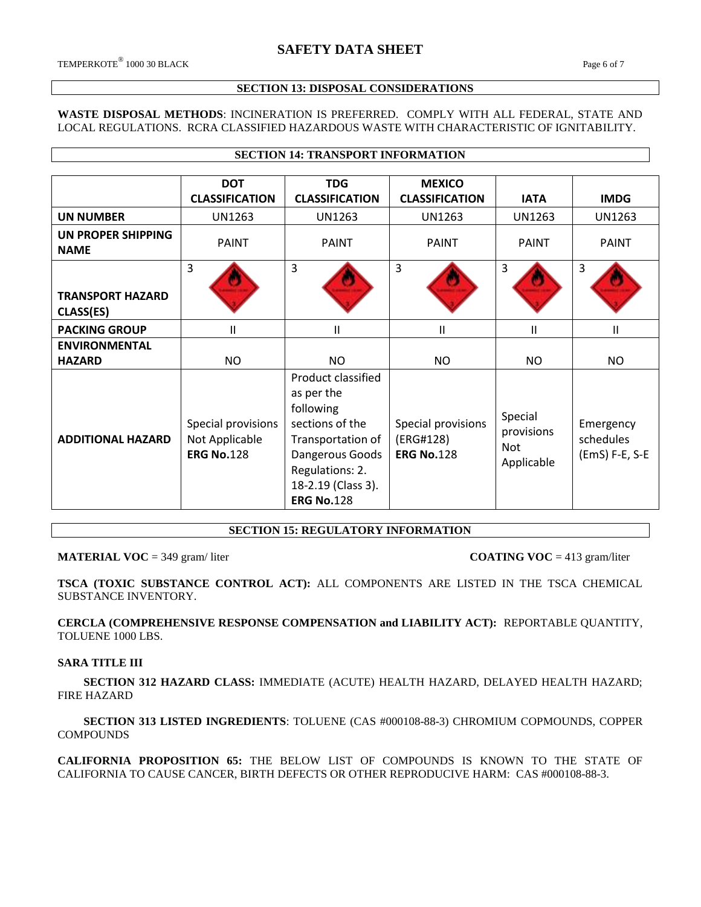## SECTION 13: DISPOSAL CONSIDERATIONS

**WASTE DISPOSAL METHODS**: INCINERATION IS PREFERRED. COMPLY WITH ALL FEDERAL, STATE AND LOCAL REGULATIONS. RCRA CLASSIFIED HAZARDOUS WASTE WITH CHARACTERISTIC OF IGNITABILITY.

## SECTION 14: TRANSPORT INFORMATION

| | DOT CLASSIFICATION | TDG CLASSIFICATION | MEXICO CLASSIFICATION | IATA | IMDG |
|---|---|---|---|---|---|
| **UN NUMBER** | UN1263 | UN1263 | UN1263 | UN1263 | UN1263 |
| **UN PROPER SHIPPING NAME** | PAINT | PAINT | PAINT | PAINT | PAINT |
| **TRANSPORT HAZARD CLASS(ES)** | 3 | 3 | 3 | 3 | 3 |
| **PACKING GROUP** | II | II | II | II | II |
| **ENVIRONMENTAL HAZARD** | NO | NO | NO | NO | NO |
| **ADDITIONAL HAZARD** | Special provisions Not Applicable **ERG No.**128 | Product classified as per the following sections of the Transportation of Dangerous Goods Regulations: 2. 18-2.19 (Class 3). **ERG No.**128 | Special provisions (ERG#128) **ERG No.**128 | Special provisions Not Applicable | Emergency schedules (EmS) F-E, S-E |

## SECTION 15: REGULATORY INFORMATION

**MATERIAL VOC** = 349 gram/ liter **COATING VOC** = 413 gram/liter

**TSCA (TOXIC SUBSTANCE CONTROL ACT):** ALL COMPONENTS ARE LISTED IN THE TSCA CHEMICAL SUBSTANCE INVENTORY.

**CERCLA (COMPREHENSIVE RESPONSE COMPENSATION and LIABILITY ACT):** REPORTABLE QUANTITY, TOLUENE 1000 LBS.

**SARA TITLE III**

**SECTION 312 HAZARD CLASS:** IMMEDIATE (ACUTE) HEALTH HAZARD, DELAYED HEALTH HAZARD; FIRE HAZARD

**SECTION 313 LISTED INGREDIENTS**: TOLUENE (CAS #000108-88-3) CHROMIUM COPMOUNDS, COPPER COMPOUNDS

**CALIFORNIA PROPOSITION 65:** THE BELOW LIST OF COMPOUNDS IS KNOWN TO THE STATE OF CALIFORNIA TO CAUSE CANCER, BIRTH DEFECTS OR OTHER REPRODUCIVE HARM: CAS #000108-88-3.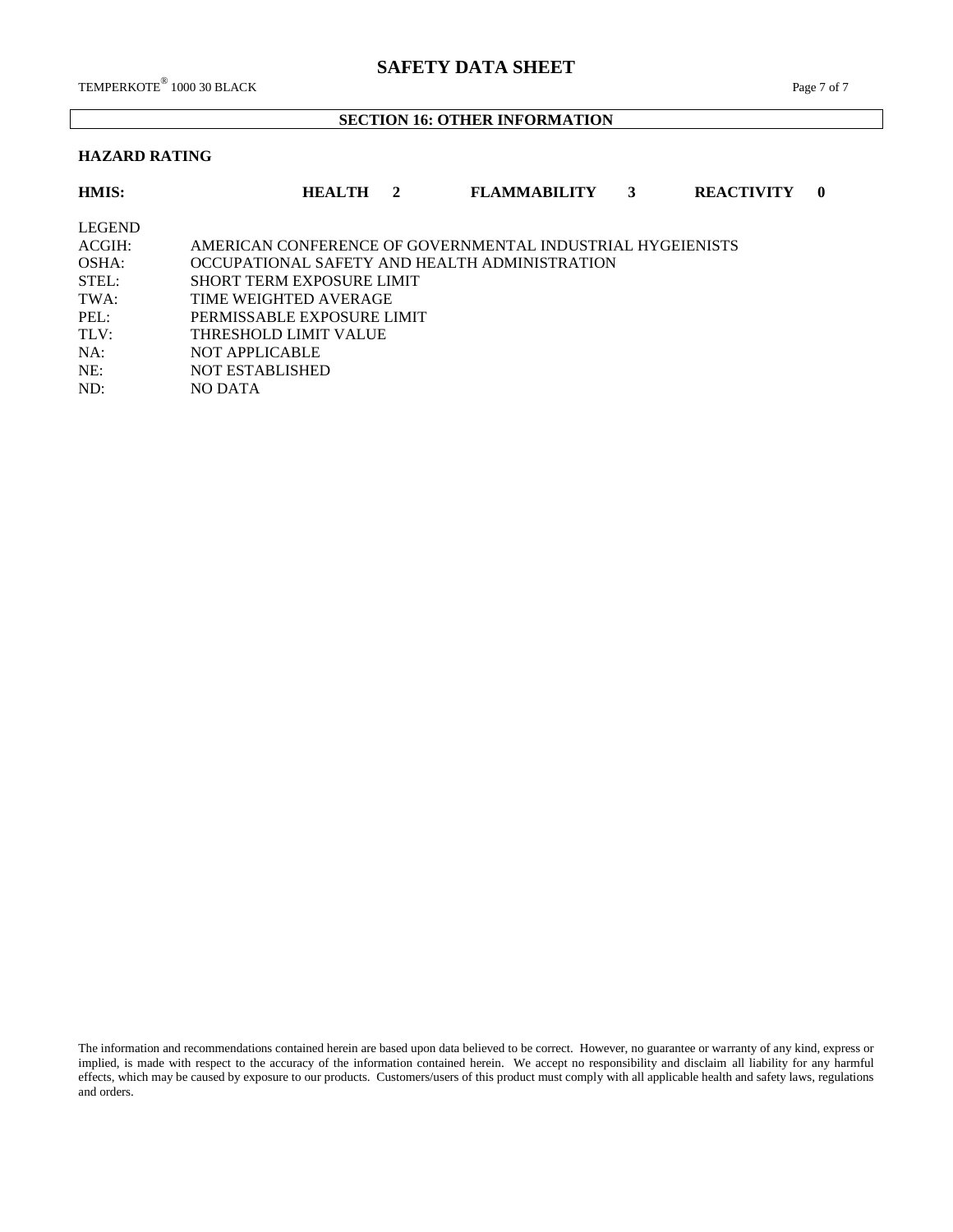## SECTION 16: OTHER INFORMATION

**HAZARD RATING**

| | | | | | | |
|---|---|---|---|---|---|---|
| **HMIS:** | **HEALTH** | **2** | **FLAMMABILITY** | **3** | **REACTIVITY** | **0** |

LEGEND

| | |
|---|---|
| ACGIH: | AMERICAN CONFERENCE OF GOVERNMENTAL INDUSTRIAL HYGEIENISTS |
| OSHA: | OCCUPATIONAL SAFETY AND HEALTH ADMINISTRATION |
| STEL: | SHORT TERM EXPOSURE LIMIT |
| TWA: | TIME WEIGHTED AVERAGE |
| PEL: | PERMISSABLE EXPOSURE LIMIT |
| TLV: | THRESHOLD LIMIT VALUE |
| NA: | NOT APPLICABLE |
| NE: | NOT ESTABLISHED |
| ND: | NO DATA |

The information and recommendations contained herein are based upon data believed to be correct. However, no guarantee or warranty of any kind, express or implied, is made with respect to the accuracy of the information contained herein. We accept no responsibility and disclaim all liability for any harmful effects, which may be caused by exposure to our products. Customers/users of this product must comply with all applicable health and safety laws, regulations and orders.